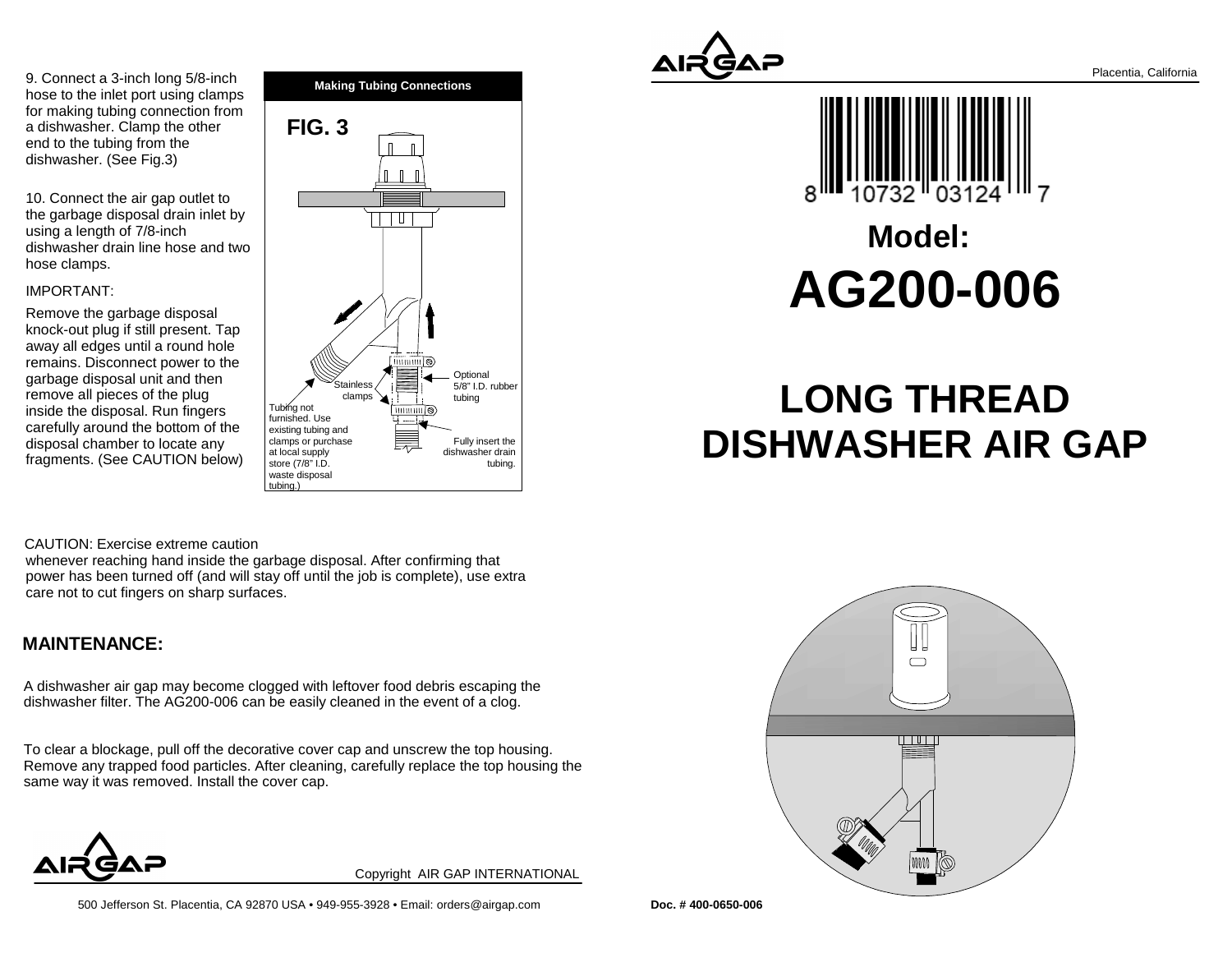9. Connect a 3-inch long 5/8-inch hose to the inlet port using clamps for making tubing connection from a dishwasher. Clamp the other end to the tubing from the dishwasher. (See Fig.3)

10. Connect the air gap outlet to the garbage disposal drain inlet by using a length of 7/8-inch dishwasher drain line hose and two hose clamps.

IMPORTANT:

Remove the garbage disposal knock-out plug if still present. Tap away all edges until a round hole remains. Disconnect power to the garbage disposal unit and then remove all pieces of the plug inside the disposal. Run fingers carefully around the bottom of the disposal chamber to locate any fragments. (See CAUTION below)

**Making Tubing Connections**

**FIG. 3**

Stainless clamps

Optional 5/8" I.D. rubber tubing

Tubing not furnished. Use existing tubing and clamps or purchase at local supply store (7/8" I.D. waste disposal tubing.)

Fully insert the dishwasher drain tubing.

CAUTION: Exercise extreme caution whenever reaching hand inside the garbage disposal. After confirming that power has been turned off (and will stay off until the job is complete), use extra care not to cut fingers on sharp surfaces.

## MAINTENANCE:

A dishwasher air gap may become clogged with leftover food debris escaping the dishwasher filter. The AG200-006 can be easily cleaned in the event of a clog.

To clear a blockage, pull off the decorative cover cap and unscrew the top housing. Remove any trapped food particles. After cleaning, carefully replace the top housing the same way it was removed. Install the cover cap.

AIRGAP

Copyright AIR GAP INTERNATIONAL

500 Jefferson St. Placentia, CA 92870 USA • 949-955-3928 • Email: orders@airgap.com

AIRGAP

Placentia, California

8 10732 03124 7

## Model:

# AG200-006

# LONG THREAD DISHWASHER AIR GAP

**Doc. # 400-0650-006**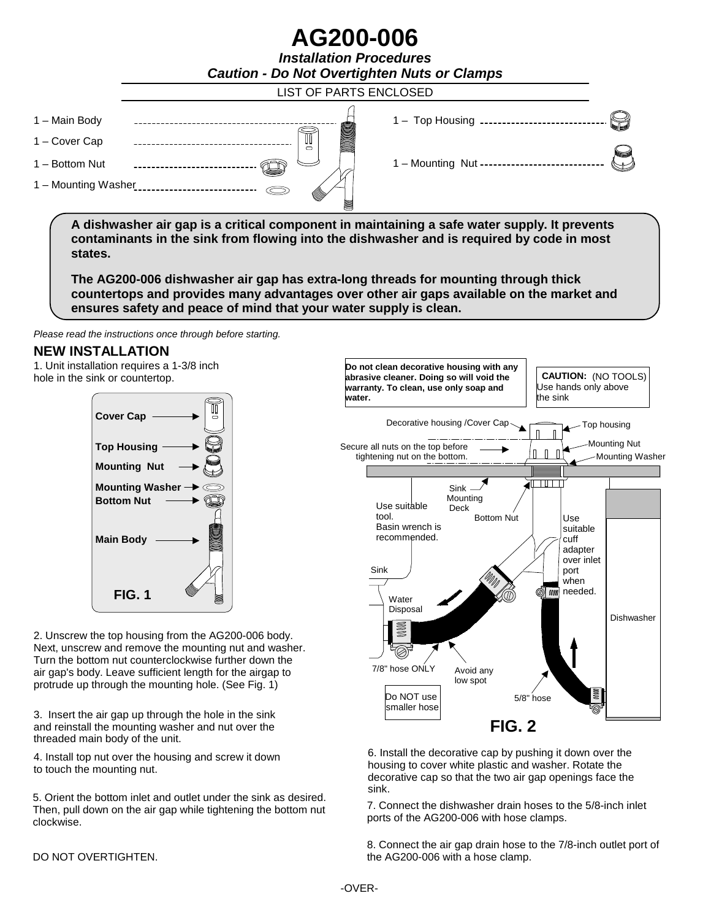# AG200-006

***Installation Procedures***

***Caution - Do Not Overtighten Nuts or Clamps***

LIST OF PARTS ENCLOSED

1 – Main Body

1 – Cover Cap

1 – Bottom Nut

1 – Mounting Washer

1 – Top Housing

1 – Mounting Nut

**A dishwasher air gap is a critical component in maintaining a safe water supply. It prevents contaminants in the sink from flowing into the dishwasher and is required by code in most states.**

**The AG200-006 dishwasher air gap has extra-long threads for mounting through thick countertops and provides many advantages over other air gaps available on the market and ensures safety and peace of mind that your water supply is clean.**

*Please read the instructions once through before starting.*

## NEW INSTALLATION

1. Unit installation requires a 1-3/8 inch hole in the sink or countertop.

Cover Cap

Top Housing

Mounting Nut

Mounting Washer

Bottom Nut

Main Body

**FIG. 1**

2. Unscrew the top housing from the AG200-006 body. Next, unscrew and remove the mounting nut and washer. Turn the bottom nut counterclockwise further down the air gap's body. Leave sufficient length for the airgap to protrude up through the mounting hole. (See Fig. 1)

3. Insert the air gap up through the hole in the sink and reinstall the mounting washer and nut over the threaded main body of the unit.

4. Install top nut over the housing and screw it down to touch the mounting nut.

5. Orient the bottom inlet and outlet under the sink as desired. Then, pull down on the air gap while tightening the bottom nut clockwise.

DO NOT OVERTIGHTEN.

**Do not clean decorative housing with any abrasive cleaner. Doing so will void the warranty. To clean, use only soap and water.**

**CAUTION:** (NO TOOLS) Use hands only above the sink

Decorative housing /Cover Cap

Top housing

Secure all nuts on the top before tightening nut on the bottom.

Mounting Nut

Mounting Washer

Sink Mounting Deck

Use suitable tool. Basin wrench is recommended.

Bottom Nut

Use suitable cuff adapter over inlet port when needed.

Sink

Water Disposal

Dishwasher

7/8" hose ONLY

Avoid any low spot

Do NOT use smaller hose

5/8" hose

**FIG. 2**

6. Install the decorative cap by pushing it down over the housing to cover white plastic and washer. Rotate the decorative cap so that the two air gap openings face the sink.

7. Connect the dishwasher drain hoses to the 5/8-inch inlet ports of the AG200-006 with hose clamps.

8. Connect the air gap drain hose to the 7/8-inch outlet port of the AG200-006 with a hose clamp.

-OVER-